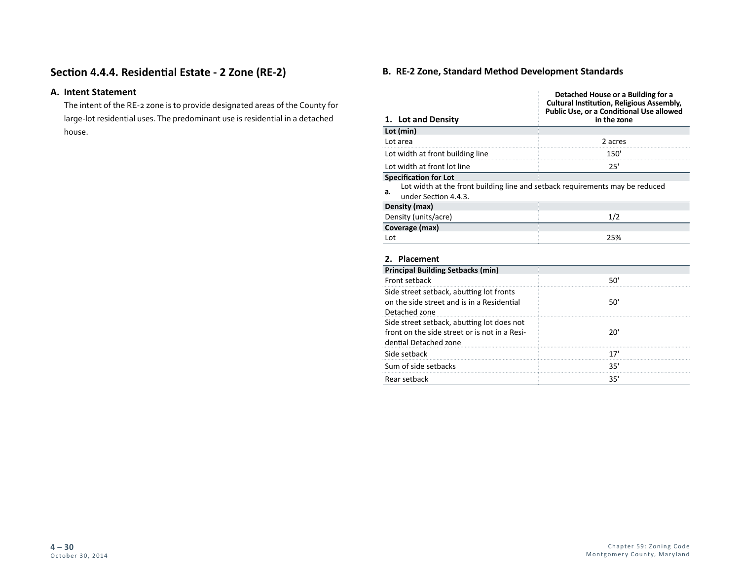## Section 4.4.4. Residential Estate - 2 Zone (RE-2)

### A. Intent Statement

The intent of the RE-2 zone is to provide designated areas of the County for large-lot residential uses. The predominant use is residential in a detached house.

### B. RE-2 Zone, Standard Method Development Standards

| 1. Lot and Density | Detached House or a Building for a Cultural Institution, Religious Assembly, Public Use, or a Conditional Use allowed in the zone |
|---|---|
| **Lot (min)** | |
| Lot area | 2 acres |
| Lot width at front building line | 150' |
| Lot width at front lot line | 25' |
| **Specification for Lot** | |
| **a.** Lot width at the front building line and setback requirements may be reduced under Section 4.4.3. | |
| **Density (max)** | |
| Density (units/acre) | 1/2 |
| **Coverage (max)** | |
| Lot | 25% |

| 2. Placement | |
|---|---|
| **Principal Building Setbacks (min)** | |
| Front setback | 50' |
| Side street setback, abutting lot fronts on the side street and is in a Residential Detached zone | 50' |
| Side street setback, abutting lot does not front on the side street or is not in a Residential Detached zone | 20' |
| Side setback | 17' |
| Sum of side setbacks | 35' |
| Rear setback | 35' |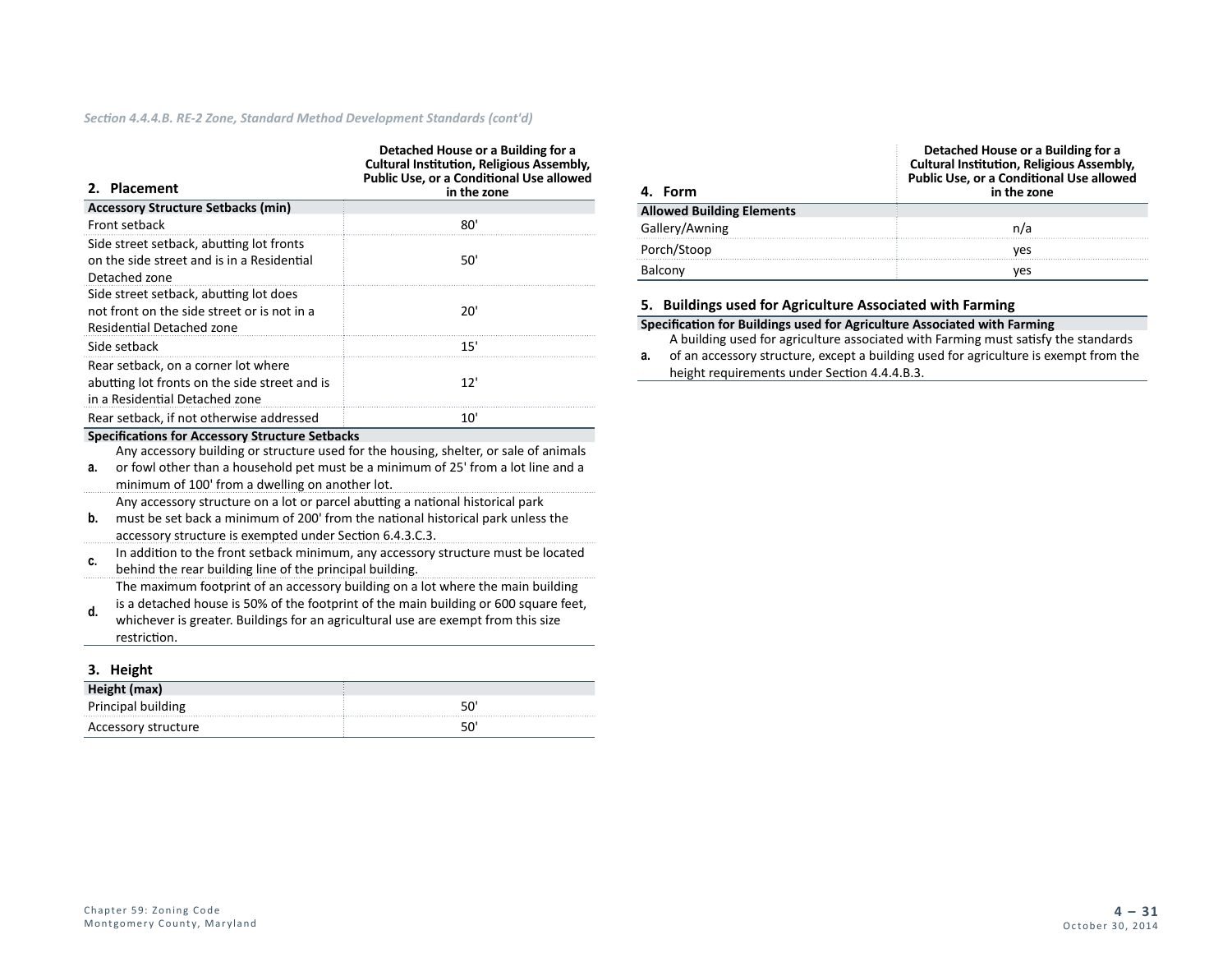*Section 4.4.4.B. RE-2 Zone, Standard Method Development Standards (cont'd)*

| 2. Placement | Detached House or a Building for a Cultural Institution, Religious Assembly, Public Use, or a Conditional Use allowed in the zone |
|---|---|
| **Accessory Structure Setbacks (min)** | |
| Front setback | 80' |
| Side street setback, abutting lot fronts on the side street and is in a Residential Detached zone | 50' |
| Side street setback, abutting lot does not front on the side street or is not in a Residential Detached zone | 20' |
| Side setback | 15' |
| Rear setback, on a corner lot where abutting lot fronts on the side street and is in a Residential Detached zone | 12' |
| Rear setback, if not otherwise addressed | 10' |

**Specifications for Accessory Structure Setbacks**

| | |
|---|---|
| **a.** | Any accessory building or structure used for the housing, shelter, or sale of animals or fowl other than a household pet must be a minimum of 25' from a lot line and a minimum of 100' from a dwelling on another lot. |
| **b.** | Any accessory structure on a lot or parcel abutting a national historical park must be set back a minimum of 200' from the national historical park unless the accessory structure is exempted under Section 6.4.3.C.3. |
| **c.** | In addition to the front setback minimum, any accessory structure must be located behind the rear building line of the principal building. |
| **d.** | The maximum footprint of an accessory building on a lot where the main building is a detached house is 50% of the footprint of the main building or 600 square feet, whichever is greater. Buildings for an agricultural use are exempt from this size restriction. |

| 3. Height | |
|---|---|
| **Height (max)** | |
| Principal building | 50' |
| Accessory structure | 50' |

| 4. Form | Detached House or a Building for a Cultural Institution, Religious Assembly, Public Use, or a Conditional Use allowed in the zone |
|---|---|
| **Allowed Building Elements** | |
| Gallery/Awning | n/a |
| Porch/Stoop | yes |
| Balcony | yes |

## 5. Buildings used for Agriculture Associated with Farming

**Specification for Buildings used for Agriculture Associated with Farming**

| | |
|---|---|
| **a.** | A building used for agriculture associated with Farming must satisfy the standards of an accessory structure, except a building used for agriculture is exempt from the height requirements under Section 4.4.4.B.3. |